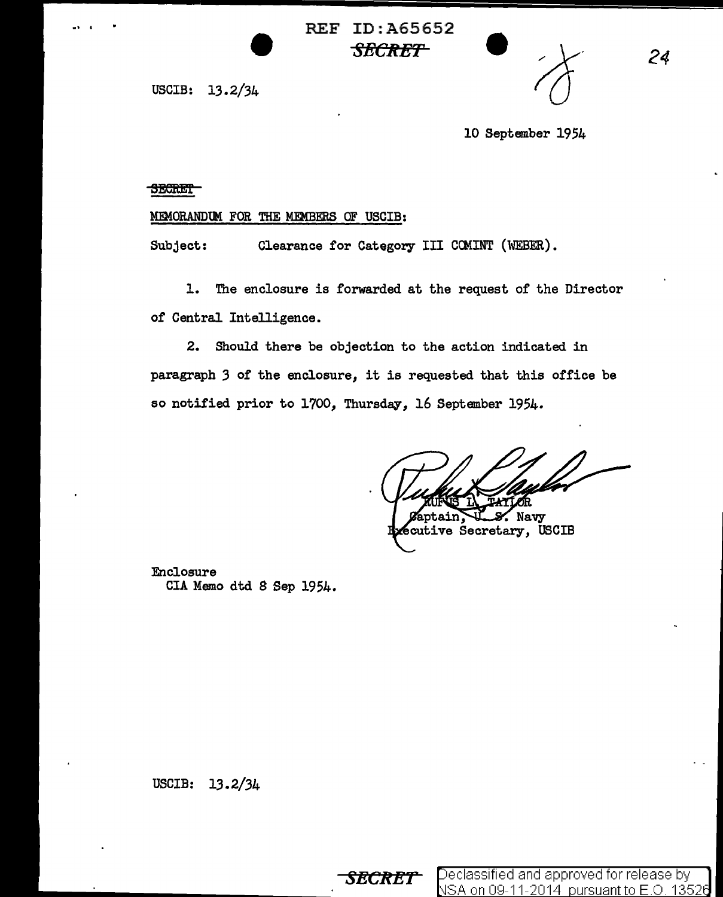REF ID:A65652

SECRET

USCIB: 13.2/34

10 September 1954

SECRET

MEMORANDUM FOR THE MEMBERS OF USCIB:

Subject: Clearance for Category III COMINT (WEBER).

1. The enclosure is forwarded at the request of the Director of Central Intelligence.

2. Should there be objection to the action indicated in paragraph 3 of the enclosure, it is requested that this office be so notified prior to 1700, Thursday, 16 September 1954.

RUFUS L. TAYLOR
Captain, U. S. Navy
Executive Secretary, USCIB

Enclosure
CIA Memo dtd 8 Sep 1954.

USCIB: 13.2/34

SECRET

Declassified and approved for release by NSA on 09-11-2014 pursuant to E.O. 13526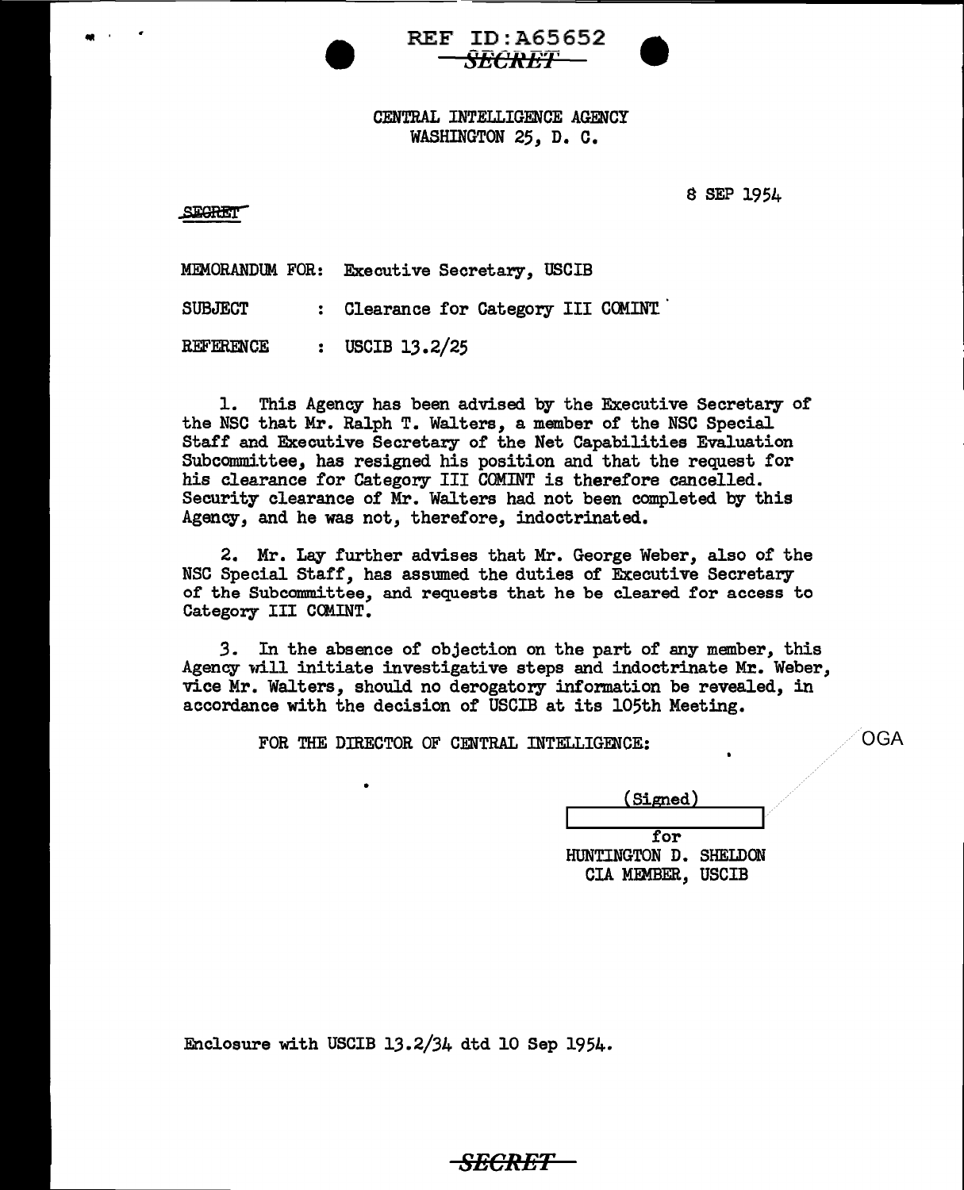REF ID:A65652

~~SECRET~~

CENTRAL INTELLIGENCE AGENCY
WASHINGTON 25, D. C.

8 SEP 1954

~~SECRET~~

MEMORANDUM FOR: Executive Secretary, USCIB

SUBJECT : Clearance for Category III COMINT

REFERENCE : USCIB 13.2/25

1. This Agency has been advised by the Executive Secretary of the NSC that Mr. Ralph T. Walters, a member of the NSC Special Staff and Executive Secretary of the Net Capabilities Evaluation Subcommittee, has resigned his position and that the request for his clearance for Category III COMINT is therefore cancelled. Security clearance of Mr. Walters had not been completed by this Agency, and he was not, therefore, indoctrinated.

2. Mr. Lay further advises that Mr. George Weber, also of the NSC Special Staff, has assumed the duties of Executive Secretary of the Subcommittee, and requests that he be cleared for access to Category III COMINT.

3. In the absence of objection on the part of any member, this Agency will initiate investigative steps and indoctrinate Mr. Weber, vice Mr. Walters, should no derogatory information be revealed, in accordance with the decision of USCIB at its 105th Meeting.

FOR THE DIRECTOR OF CENTRAL INTELLIGENCE:

OGA

(Signed)

for
HUNTINGTON D. SHELDON
CIA MEMBER, USCIB

Enclosure with USCIB 13.2/34 dtd 10 Sep 1954.

~~SECRET~~